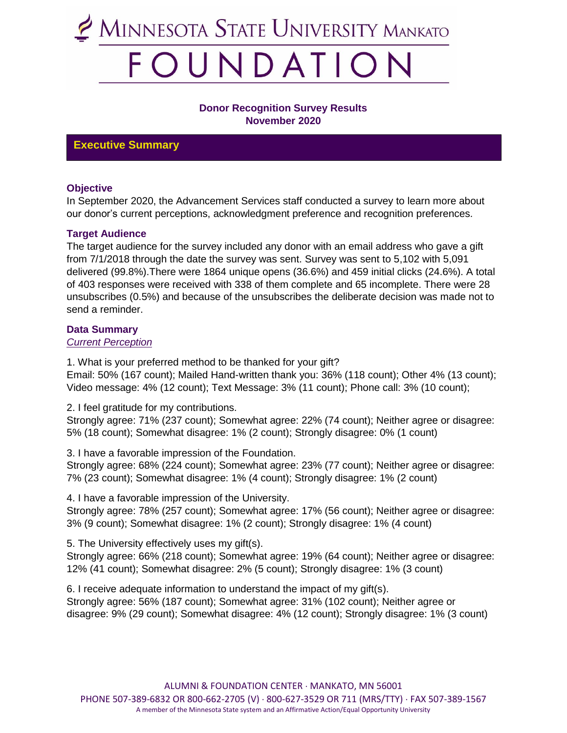# Minnesota State University Mankato FOUNDATION

**Donor Recognition Survey Results**
**November 2020**

## Executive Summary

### Objective

In September 2020, the Advancement Services staff conducted a survey to learn more about our donor's current perceptions, acknowledgment preference and recognition preferences.

### Target Audience

The target audience for the survey included any donor with an email address who gave a gift from 7/1/2018 through the date the survey was sent. Survey was sent to 5,102 with 5,091 delivered (99.8%).There were 1864 unique opens (36.6%) and 459 initial clicks (24.6%). A total of 403 responses were received with 338 of them complete and 65 incomplete. There were 28 unsubscribes (0.5%) and because of the unsubscribes the deliberate decision was made not to send a reminder.

### Data Summary

*Current Perception*

1. What is your preferred method to be thanked for your gift?
Email: 50% (167 count); Mailed Hand-written thank you: 36% (118 count); Other 4% (13 count); Video message: 4% (12 count); Text Message: 3% (11 count); Phone call: 3% (10 count);

2. I feel gratitude for my contributions.
Strongly agree: 71% (237 count); Somewhat agree: 22% (74 count); Neither agree or disagree: 5% (18 count); Somewhat disagree: 1% (2 count); Strongly disagree: 0% (1 count)

3. I have a favorable impression of the Foundation.
Strongly agree: 68% (224 count); Somewhat agree: 23% (77 count); Neither agree or disagree: 7% (23 count); Somewhat disagree: 1% (4 count); Strongly disagree: 1% (2 count)

4. I have a favorable impression of the University.
Strongly agree: 78% (257 count); Somewhat agree: 17% (56 count); Neither agree or disagree: 3% (9 count); Somewhat disagree: 1% (2 count); Strongly disagree: 1% (4 count)

5. The University effectively uses my gift(s).
Strongly agree: 66% (218 count); Somewhat agree: 19% (64 count); Neither agree or disagree: 12% (41 count); Somewhat disagree: 2% (5 count); Strongly disagree: 1% (3 count)

6. I receive adequate information to understand the impact of my gift(s).
Strongly agree: 56% (187 count); Somewhat agree: 31% (102 count); Neither agree or disagree: 9% (29 count); Somewhat disagree: 4% (12 count); Strongly disagree: 1% (3 count)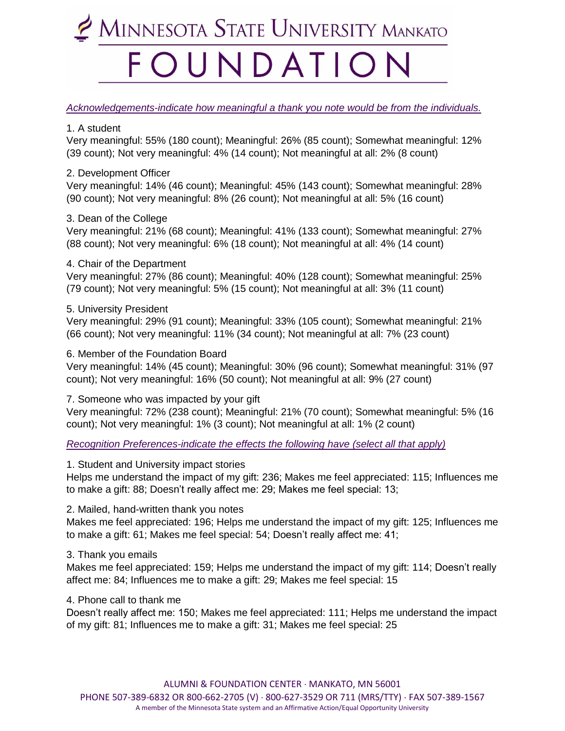# MINNESOTA STATE UNIVERSITY MANKATO FOUNDATION

*Acknowledgements-indicate how meaningful a thank you note would be from the individuals.*

1. A student
Very meaningful: 55% (180 count); Meaningful: 26% (85 count); Somewhat meaningful: 12% (39 count); Not very meaningful: 4% (14 count); Not meaningful at all: 2% (8 count)

2. Development Officer
Very meaningful: 14% (46 count); Meaningful: 45% (143 count); Somewhat meaningful: 28% (90 count); Not very meaningful: 8% (26 count); Not meaningful at all: 5% (16 count)

3. Dean of the College
Very meaningful: 21% (68 count); Meaningful: 41% (133 count); Somewhat meaningful: 27% (88 count); Not very meaningful: 6% (18 count); Not meaningful at all: 4% (14 count)

4. Chair of the Department
Very meaningful: 27% (86 count); Meaningful: 40% (128 count); Somewhat meaningful: 25% (79 count); Not very meaningful: 5% (15 count); Not meaningful at all: 3% (11 count)

5. University President
Very meaningful: 29% (91 count); Meaningful: 33% (105 count); Somewhat meaningful: 21% (66 count); Not very meaningful: 11% (34 count); Not meaningful at all: 7% (23 count)

6. Member of the Foundation Board
Very meaningful: 14% (45 count); Meaningful: 30% (96 count); Somewhat meaningful: 31% (97 count); Not very meaningful: 16% (50 count); Not meaningful at all: 9% (27 count)

7. Someone who was impacted by your gift
Very meaningful: 72% (238 count); Meaningful: 21% (70 count); Somewhat meaningful: 5% (16 count); Not very meaningful: 1% (3 count); Not meaningful at all: 1% (2 count)

*Recognition Preferences-indicate the effects the following have (select all that apply)*

1. Student and University impact stories
Helps me understand the impact of my gift: 236; Makes me feel appreciated: 115; Influences me to make a gift: 88; Doesn't really affect me: 29; Makes me feel special: 13;

2. Mailed, hand-written thank you notes
Makes me feel appreciated: 196; Helps me understand the impact of my gift: 125; Influences me to make a gift: 61; Makes me feel special: 54; Doesn't really affect me: 41;

3. Thank you emails
Makes me feel appreciated: 159; Helps me understand the impact of my gift: 114; Doesn't really affect me: 84; Influences me to make a gift: 29; Makes me feel special: 15

4. Phone call to thank me
Doesn't really affect me: 150; Makes me feel appreciated: 111; Helps me understand the impact of my gift: 81; Influences me to make a gift: 31; Makes me feel special: 25

ALUMNI & FOUNDATION CENTER · MANKATO, MN 56001
PHONE 507-389-6832 OR 800-662-2705 (V) · 800-627-3529 OR 711 (MRS/TTY) · FAX 507-389-1567
A member of the Minnesota State system and an Affirmative Action/Equal Opportunity University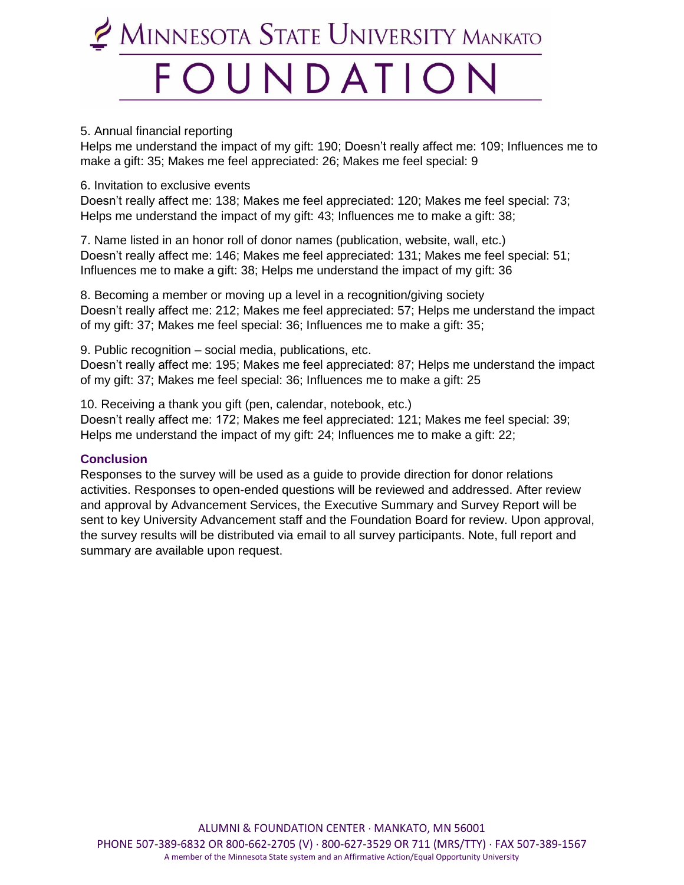5. Annual financial reporting
Helps me understand the impact of my gift: 190; Doesn't really affect me: 109; Influences me to make a gift: 35; Makes me feel appreciated: 26; Makes me feel special: 9

6. Invitation to exclusive events
Doesn't really affect me: 138; Makes me feel appreciated: 120; Makes me feel special: 73; Helps me understand the impact of my gift: 43; Influences me to make a gift: 38;

7. Name listed in an honor roll of donor names (publication, website, wall, etc.)
Doesn't really affect me: 146; Makes me feel appreciated: 131; Makes me feel special: 51; Influences me to make a gift: 38; Helps me understand the impact of my gift: 36

8. Becoming a member or moving up a level in a recognition/giving society
Doesn't really affect me: 212; Makes me feel appreciated: 57; Helps me understand the impact of my gift: 37; Makes me feel special: 36; Influences me to make a gift: 35;

9. Public recognition – social media, publications, etc.
Doesn't really affect me: 195; Makes me feel appreciated: 87; Helps me understand the impact of my gift: 37; Makes me feel special: 36; Influences me to make a gift: 25

10. Receiving a thank you gift (pen, calendar, notebook, etc.)
Doesn't really affect me: 172; Makes me feel appreciated: 121; Makes me feel special: 39; Helps me understand the impact of my gift: 24; Influences me to make a gift: 22;

## Conclusion

Responses to the survey will be used as a guide to provide direction for donor relations activities. Responses to open-ended questions will be reviewed and addressed. After review and approval by Advancement Services, the Executive Summary and Survey Report will be sent to key University Advancement staff and the Foundation Board for review. Upon approval, the survey results will be distributed via email to all survey participants. Note, full report and summary are available upon request.